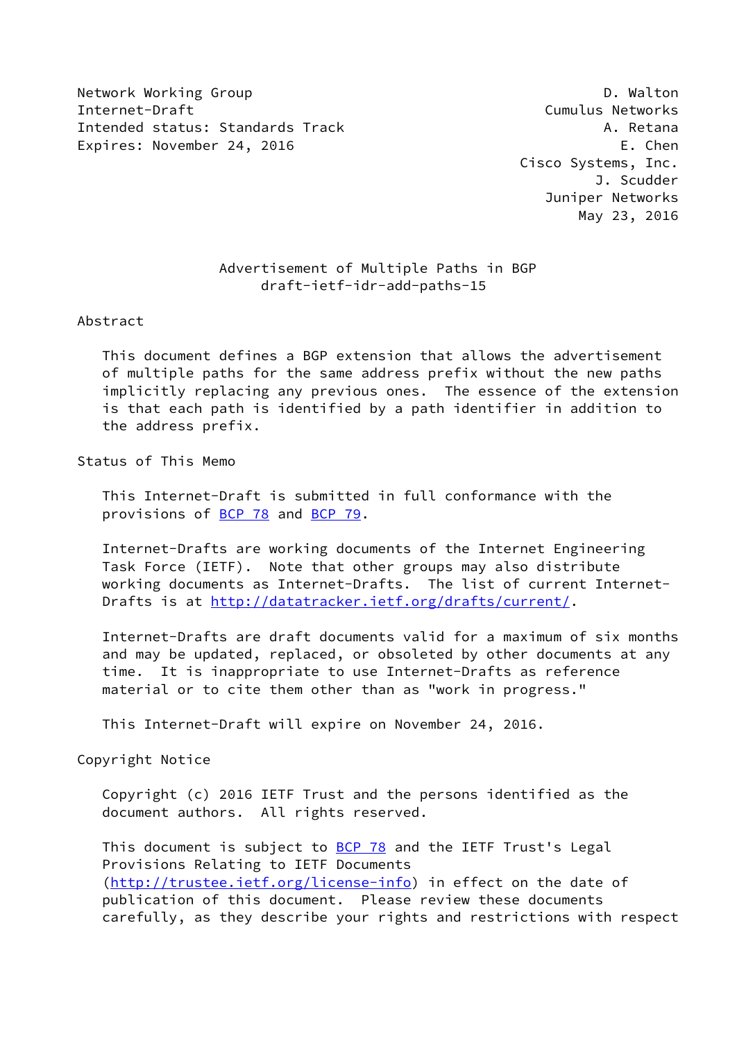Network Working Group D. Walton
Internet-Draft Cumulus Networks
Intended status: Standards Track A. Retana
Expires: November 24, 2016 E. Chen
Cisco Systems, Inc.
J. Scudder
Juniper Networks
May 23, 2016

# Advertisement of Multiple Paths in BGP
## draft-ietf-idr-add-paths-15

## Abstract

This document defines a BGP extension that allows the advertisement of multiple paths for the same address prefix without the new paths implicitly replacing any previous ones. The essence of the extension is that each path is identified by a path identifier in addition to the address prefix.

## Status of This Memo

This Internet-Draft is submitted in full conformance with the provisions of BCP 78 and BCP 79.

Internet-Drafts are working documents of the Internet Engineering Task Force (IETF). Note that other groups may also distribute working documents as Internet-Drafts. The list of current Internet-Drafts is at http://datatracker.ietf.org/drafts/current/.

Internet-Drafts are draft documents valid for a maximum of six months and may be updated, replaced, or obsoleted by other documents at any time. It is inappropriate to use Internet-Drafts as reference material or to cite them other than as "work in progress."

This Internet-Draft will expire on November 24, 2016.

## Copyright Notice

Copyright (c) 2016 IETF Trust and the persons identified as the document authors. All rights reserved.

This document is subject to BCP 78 and the IETF Trust's Legal Provisions Relating to IETF Documents (http://trustee.ietf.org/license-info) in effect on the date of publication of this document. Please review these documents carefully, as they describe your rights and restrictions with respect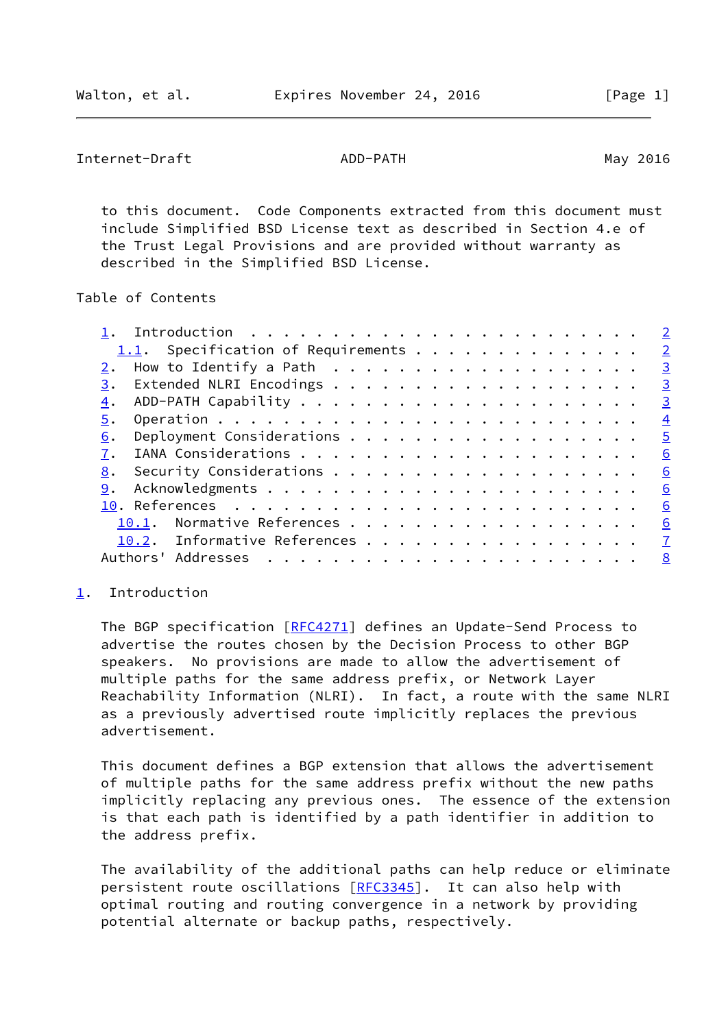to this document. Code Components extracted from this document must include Simplified BSD License text as described in Section 4.e of the Trust Legal Provisions and are provided without warranty as described in the Simplified BSD License.

## Table of Contents

- 1. Introduction . . . . . . . . . . . . . . . . . . . . . . . . 2
  - 1.1. Specification of Requirements . . . . . . . . . . . . . . 2
- 2. How to Identify a Path . . . . . . . . . . . . . . . . . . . 3
- 3. Extended NLRI Encodings . . . . . . . . . . . . . . . . . . . 3
- 4. ADD-PATH Capability . . . . . . . . . . . . . . . . . . . . . 3
- 5. Operation . . . . . . . . . . . . . . . . . . . . . . . . . . 4
- 6. Deployment Considerations . . . . . . . . . . . . . . . . . . 5
- 7. IANA Considerations . . . . . . . . . . . . . . . . . . . . . 6
- 8. Security Considerations . . . . . . . . . . . . . . . . . . . 6
- 9. Acknowledgments . . . . . . . . . . . . . . . . . . . . . . . 6
- 10. References . . . . . . . . . . . . . . . . . . . . . . . . . 6
  - 10.1. Normative References . . . . . . . . . . . . . . . . . . 6
  - 10.2. Informative References . . . . . . . . . . . . . . . . . 7
- Authors' Addresses . . . . . . . . . . . . . . . . . . . . . . . 8

## 1. Introduction

The BGP specification [RFC4271] defines an Update-Send Process to advertise the routes chosen by the Decision Process to other BGP speakers. No provisions are made to allow the advertisement of multiple paths for the same address prefix, or Network Layer Reachability Information (NLRI). In fact, a route with the same NLRI as a previously advertised route implicitly replaces the previous advertisement.

This document defines a BGP extension that allows the advertisement of multiple paths for the same address prefix without the new paths implicitly replacing any previous ones. The essence of the extension is that each path is identified by a path identifier in addition to the address prefix.

The availability of the additional paths can help reduce or eliminate persistent route oscillations [RFC3345]. It can also help with optimal routing and routing convergence in a network by providing potential alternate or backup paths, respectively.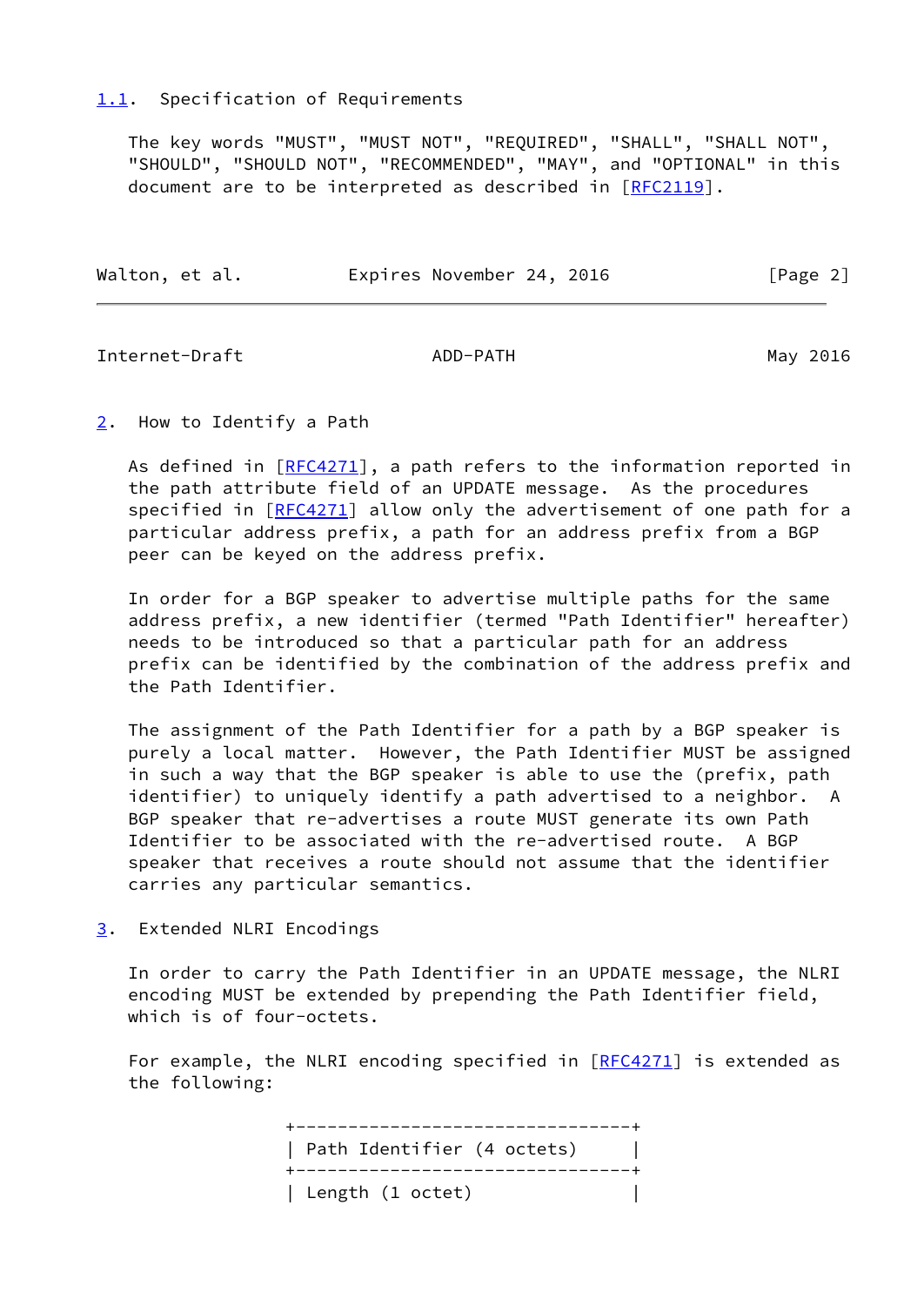### 1.1. Specification of Requirements

The key words "MUST", "MUST NOT", "REQUIRED", "SHALL", "SHALL NOT", "SHOULD", "SHOULD NOT", "RECOMMENDED", "MAY", and "OPTIONAL" in this document are to be interpreted as described in [RFC2119].

## 2. How to Identify a Path

As defined in [RFC4271], a path refers to the information reported in the path attribute field of an UPDATE message. As the procedures specified in [RFC4271] allow only the advertisement of one path for a particular address prefix, a path for an address prefix from a BGP peer can be keyed on the address prefix.

In order for a BGP speaker to advertise multiple paths for the same address prefix, a new identifier (termed "Path Identifier" hereafter) needs to be introduced so that a particular path for an address prefix can be identified by the combination of the address prefix and the Path Identifier.

The assignment of the Path Identifier for a path by a BGP speaker is purely a local matter. However, the Path Identifier MUST be assigned in such a way that the BGP speaker is able to use the (prefix, path identifier) to uniquely identify a path advertised to a neighbor. A BGP speaker that re-advertises a route MUST generate its own Path Identifier to be associated with the re-advertised route. A BGP speaker that receives a route should not assume that the identifier carries any particular semantics.

## 3. Extended NLRI Encodings

In order to carry the Path Identifier in an UPDATE message, the NLRI encoding MUST be extended by prepending the Path Identifier field, which is of four-octets.

For example, the NLRI encoding specified in [RFC4271] is extended as the following:

```
+--------------------------------+
| Path Identifier (4 octets)     |
+--------------------------------+
| Length (1 octet)               |
```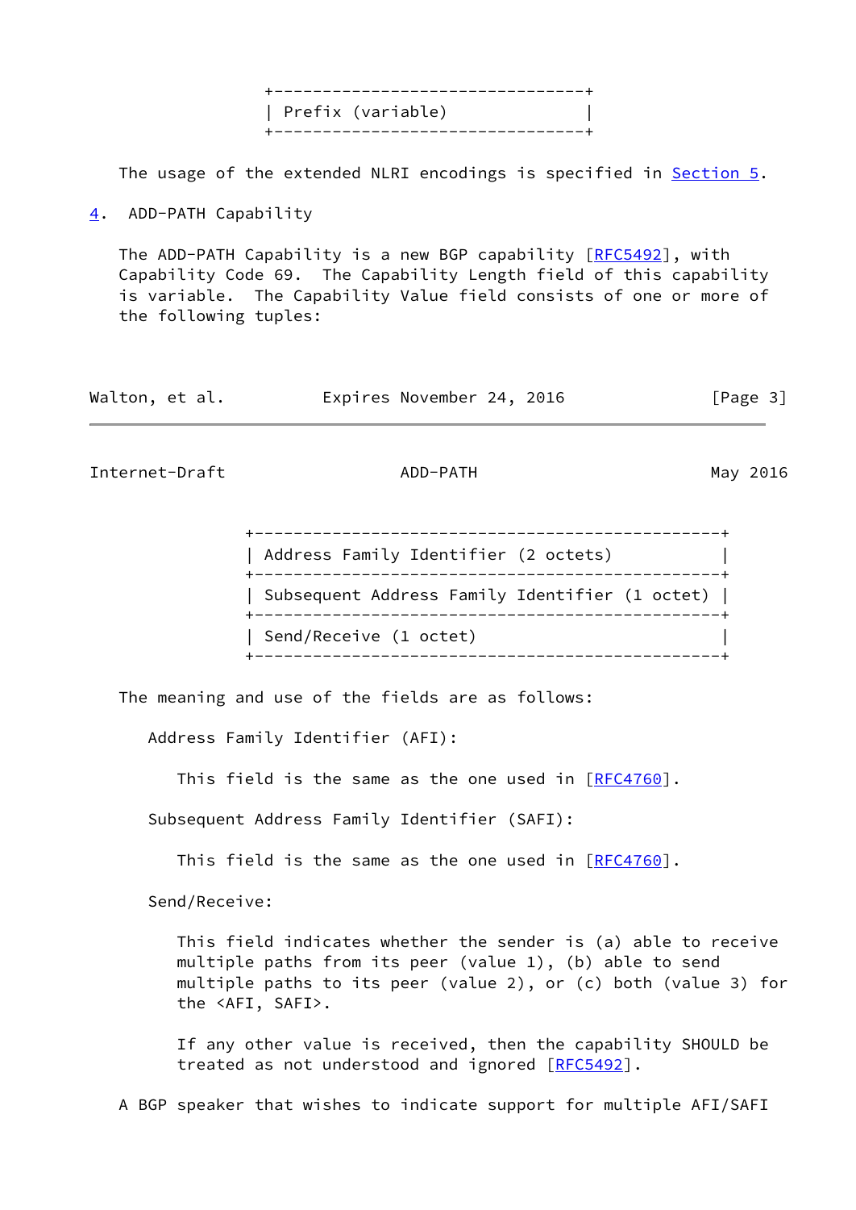```
+--------------------------------+
| Prefix (variable)              |
+--------------------------------+
```

The usage of the extended NLRI encodings is specified in Section 5.

## 4. ADD-PATH Capability

The ADD-PATH Capability is a new BGP capability [RFC5492], with Capability Code 69. The Capability Length field of this capability is variable. The Capability Value field consists of one or more of the following tuples:

```
+------------------------------------------------+
| Address Family Identifier (2 octets)           |
+------------------------------------------------+
| Subsequent Address Family Identifier (1 octet) |
+------------------------------------------------+
| Send/Receive (1 octet)                         |
+------------------------------------------------+
```

The meaning and use of the fields are as follows:

Address Family Identifier (AFI):

This field is the same as the one used in [RFC4760].

Subsequent Address Family Identifier (SAFI):

This field is the same as the one used in [RFC4760].

Send/Receive:

This field indicates whether the sender is (a) able to receive multiple paths from its peer (value 1), (b) able to send multiple paths to its peer (value 2), or (c) both (value 3) for the <AFI, SAFI>.

If any other value is received, then the capability SHOULD be treated as not understood and ignored [RFC5492].

A BGP speaker that wishes to indicate support for multiple AFI/SAFI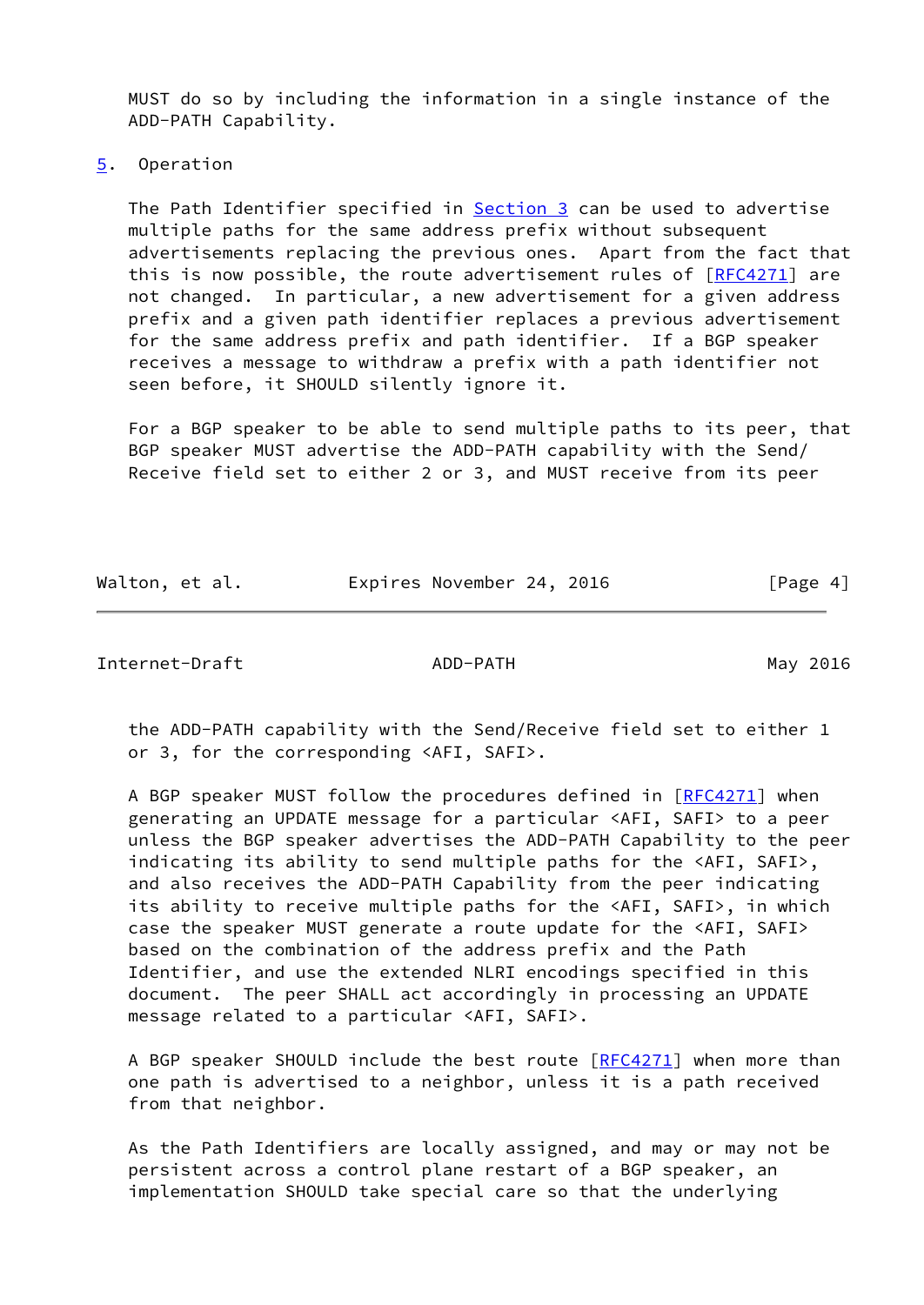MUST do so by including the information in a single instance of the ADD-PATH Capability.

## 5. Operation

The Path Identifier specified in Section 3 can be used to advertise multiple paths for the same address prefix without subsequent advertisements replacing the previous ones. Apart from the fact that this is now possible, the route advertisement rules of [RFC4271] are not changed. In particular, a new advertisement for a given address prefix and a given path identifier replaces a previous advertisement for the same address prefix and path identifier. If a BGP speaker receives a message to withdraw a prefix with a path identifier not seen before, it SHOULD silently ignore it.

For a BGP speaker to be able to send multiple paths to its peer, that BGP speaker MUST advertise the ADD-PATH capability with the Send/Receive field set to either 2 or 3, and MUST receive from its peer the ADD-PATH capability with the Send/Receive field set to either 1 or 3, for the corresponding <AFI, SAFI>.

A BGP speaker MUST follow the procedures defined in [RFC4271] when generating an UPDATE message for a particular <AFI, SAFI> to a peer unless the BGP speaker advertises the ADD-PATH Capability to the peer indicating its ability to send multiple paths for the <AFI, SAFI>, and also receives the ADD-PATH Capability from the peer indicating its ability to receive multiple paths for the <AFI, SAFI>, in which case the speaker MUST generate a route update for the <AFI, SAFI> based on the combination of the address prefix and the Path Identifier, and use the extended NLRI encodings specified in this document. The peer SHALL act accordingly in processing an UPDATE message related to a particular <AFI, SAFI>.

A BGP speaker SHOULD include the best route [RFC4271] when more than one path is advertised to a neighbor, unless it is a path received from that neighbor.

As the Path Identifiers are locally assigned, and may or may not be persistent across a control plane restart of a BGP speaker, an implementation SHOULD take special care so that the underlying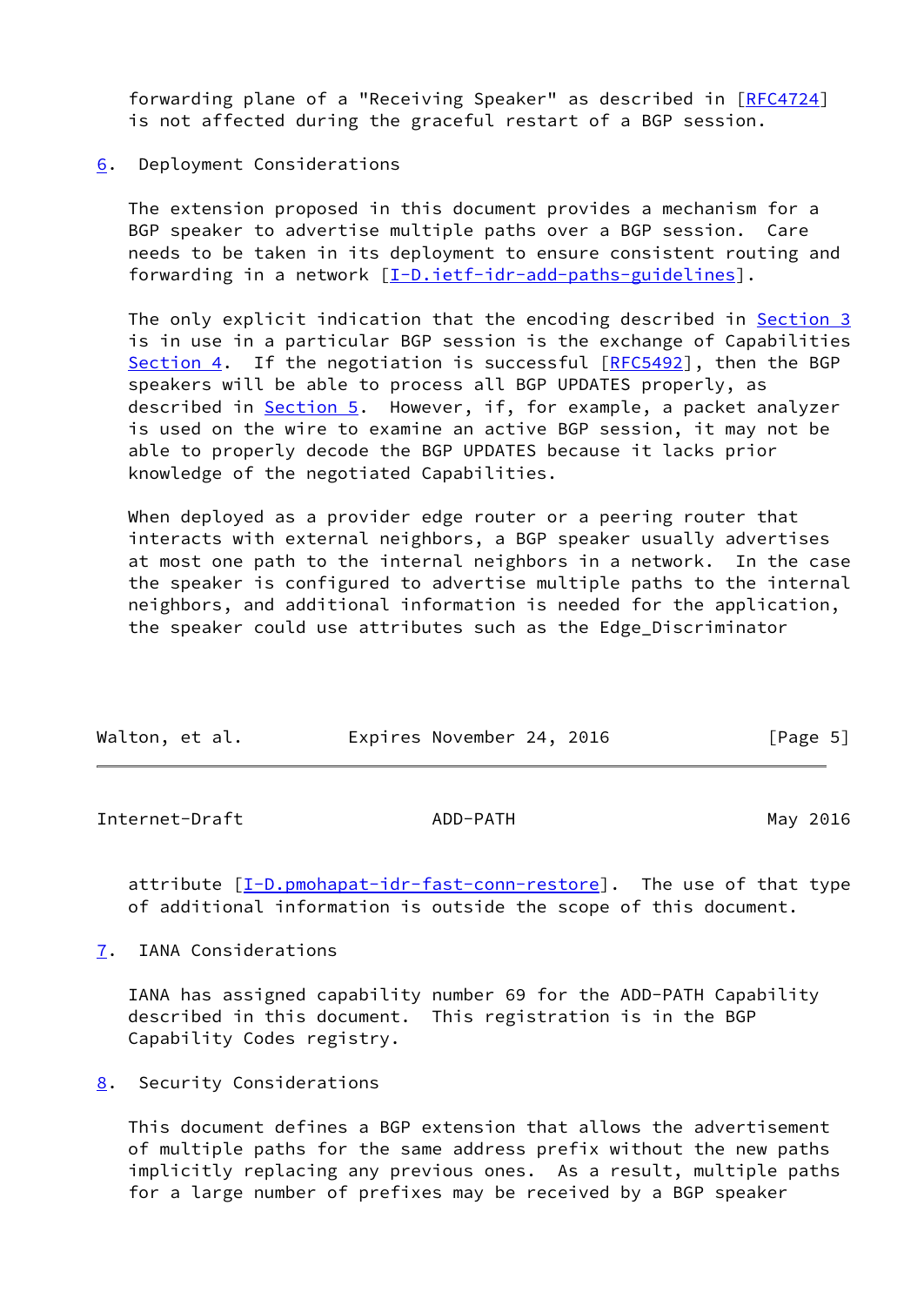forwarding plane of a "Receiving Speaker" as described in [RFC4724] is not affected during the graceful restart of a BGP session.

## 6. Deployment Considerations

The extension proposed in this document provides a mechanism for a BGP speaker to advertise multiple paths over a BGP session. Care needs to be taken in its deployment to ensure consistent routing and forwarding in a network [I-D.ietf-idr-add-paths-guidelines].

The only explicit indication that the encoding described in Section 3 is in use in a particular BGP session is the exchange of Capabilities Section 4. If the negotiation is successful [RFC5492], then the BGP speakers will be able to process all BGP UPDATES properly, as described in Section 5. However, if, for example, a packet analyzer is used on the wire to examine an active BGP session, it may not be able to properly decode the BGP UPDATES because it lacks prior knowledge of the negotiated Capabilities.

When deployed as a provider edge router or a peering router that interacts with external neighbors, a BGP speaker usually advertises at most one path to the internal neighbors in a network. In the case the speaker is configured to advertise multiple paths to the internal neighbors, and additional information is needed for the application, the speaker could use attributes such as the Edge_Discriminator attribute [I-D.pmohapat-idr-fast-conn-restore]. The use of that type of additional information is outside the scope of this document.

## 7. IANA Considerations

IANA has assigned capability number 69 for the ADD-PATH Capability described in this document. This registration is in the BGP Capability Codes registry.

## 8. Security Considerations

This document defines a BGP extension that allows the advertisement of multiple paths for the same address prefix without the new paths implicitly replacing any previous ones. As a result, multiple paths for a large number of prefixes may be received by a BGP speaker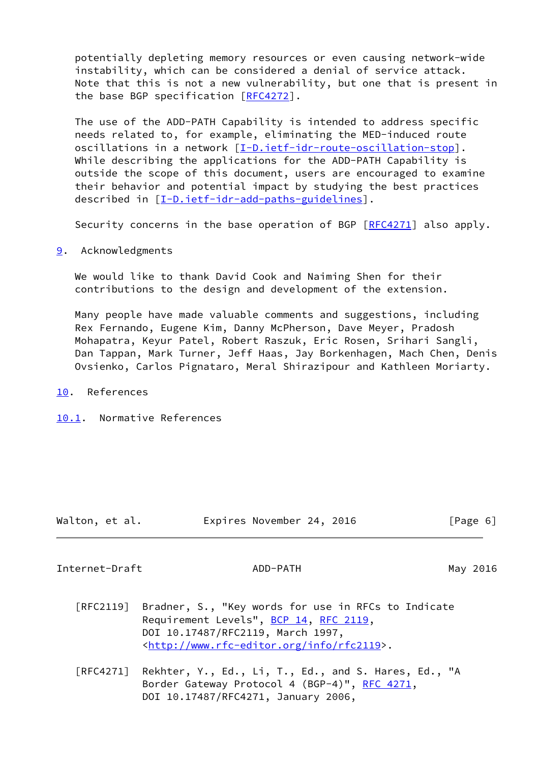potentially depleting memory resources or even causing network-wide instability, which can be considered a denial of service attack. Note that this is not a new vulnerability, but one that is present in the base BGP specification [RFC4272].

The use of the ADD-PATH Capability is intended to address specific needs related to, for example, eliminating the MED-induced route oscillations in a network [I-D.ietf-idr-route-oscillation-stop]. While describing the applications for the ADD-PATH Capability is outside the scope of this document, users are encouraged to examine their behavior and potential impact by studying the best practices described in [I-D.ietf-idr-add-paths-guidelines].

Security concerns in the base operation of BGP [RFC4271] also apply.

## 9. Acknowledgments

We would like to thank David Cook and Naiming Shen for their contributions to the design and development of the extension.

Many people have made valuable comments and suggestions, including Rex Fernando, Eugene Kim, Danny McPherson, Dave Meyer, Pradosh Mohapatra, Keyur Patel, Robert Raszuk, Eric Rosen, Srihari Sangli, Dan Tappan, Mark Turner, Jeff Haas, Jay Borkenhagen, Mach Chen, Denis Ovsienko, Carlos Pignataro, Meral Shirazipour and Kathleen Moriarty.

## 10. References

### 10.1. Normative References

[RFC2119] Bradner, S., "Key words for use in RFCs to Indicate Requirement Levels", BCP 14, RFC 2119, DOI 10.17487/RFC2119, March 1997, <http://www.rfc-editor.org/info/rfc2119>.

[RFC4271] Rekhter, Y., Ed., Li, T., Ed., and S. Hares, Ed., "A Border Gateway Protocol 4 (BGP-4)", RFC 4271, DOI 10.17487/RFC4271, January 2006,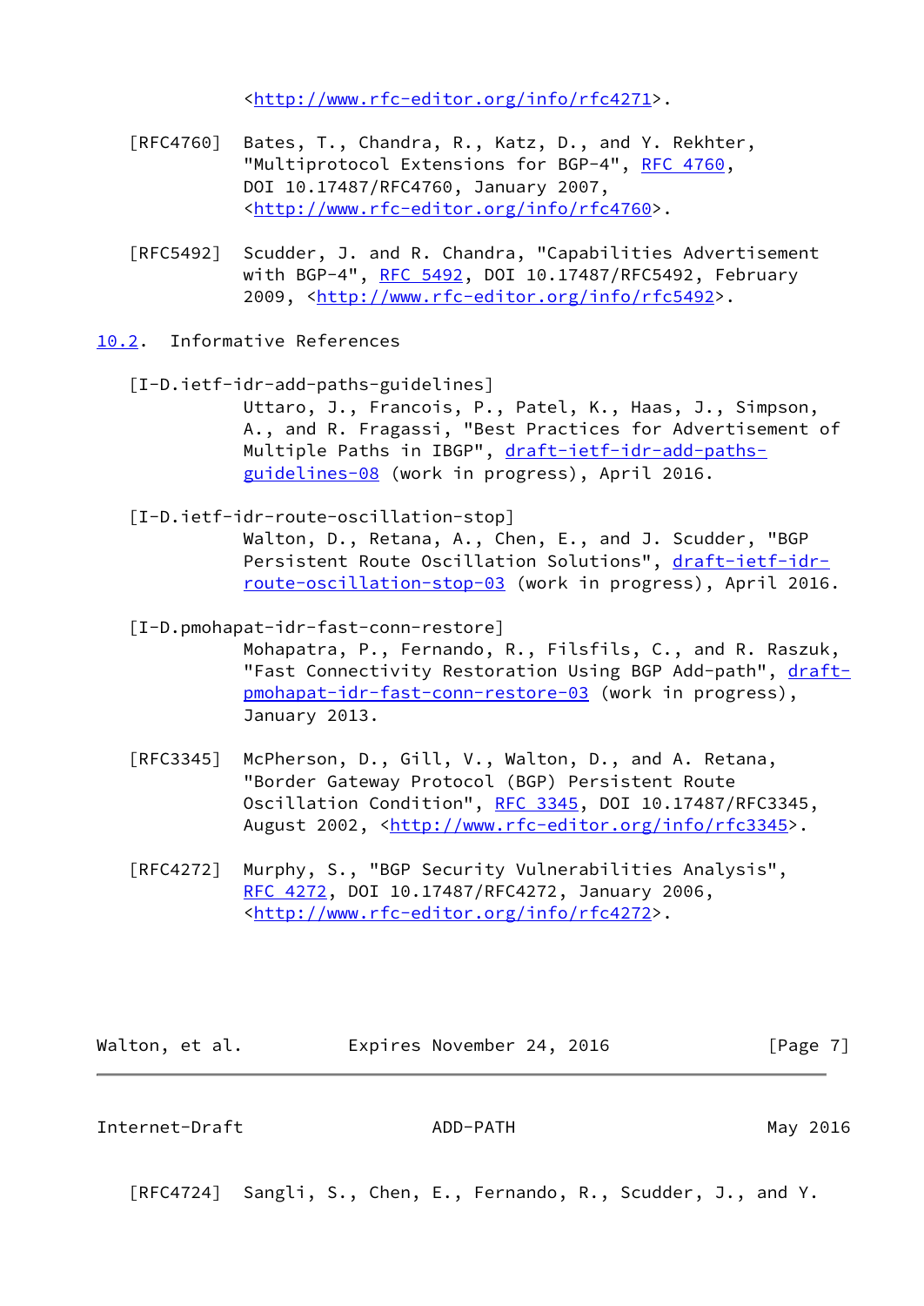<http://www.rfc-editor.org/info/rfc4271>.

[RFC4760] Bates, T., Chandra, R., Katz, D., and Y. Rekhter, "Multiprotocol Extensions for BGP-4", RFC 4760, DOI 10.17487/RFC4760, January 2007, <http://www.rfc-editor.org/info/rfc4760>.

[RFC5492] Scudder, J. and R. Chandra, "Capabilities Advertisement with BGP-4", RFC 5492, DOI 10.17487/RFC5492, February 2009, <http://www.rfc-editor.org/info/rfc5492>.

## 10.2. Informative References

[I-D.ietf-idr-add-paths-guidelines] Uttaro, J., Francois, P., Patel, K., Haas, J., Simpson, A., and R. Fragassi, "Best Practices for Advertisement of Multiple Paths in IBGP", draft-ietf-idr-add-paths-guidelines-08 (work in progress), April 2016.

[I-D.ietf-idr-route-oscillation-stop] Walton, D., Retana, A., Chen, E., and J. Scudder, "BGP Persistent Route Oscillation Solutions", draft-ietf-idr-route-oscillation-stop-03 (work in progress), April 2016.

[I-D.pmohapat-idr-fast-conn-restore] Mohapatra, P., Fernando, R., Filsfils, C., and R. Raszuk, "Fast Connectivity Restoration Using BGP Add-path", draft-pmohapat-idr-fast-conn-restore-03 (work in progress), January 2013.

[RFC3345] McPherson, D., Gill, V., Walton, D., and A. Retana, "Border Gateway Protocol (BGP) Persistent Route Oscillation Condition", RFC 3345, DOI 10.17487/RFC3345, August 2002, <http://www.rfc-editor.org/info/rfc3345>.

[RFC4272] Murphy, S., "BGP Security Vulnerabilities Analysis", RFC 4272, DOI 10.17487/RFC4272, January 2006, <http://www.rfc-editor.org/info/rfc4272>.

[RFC4724] Sangli, S., Chen, E., Fernando, R., Scudder, J., and Y.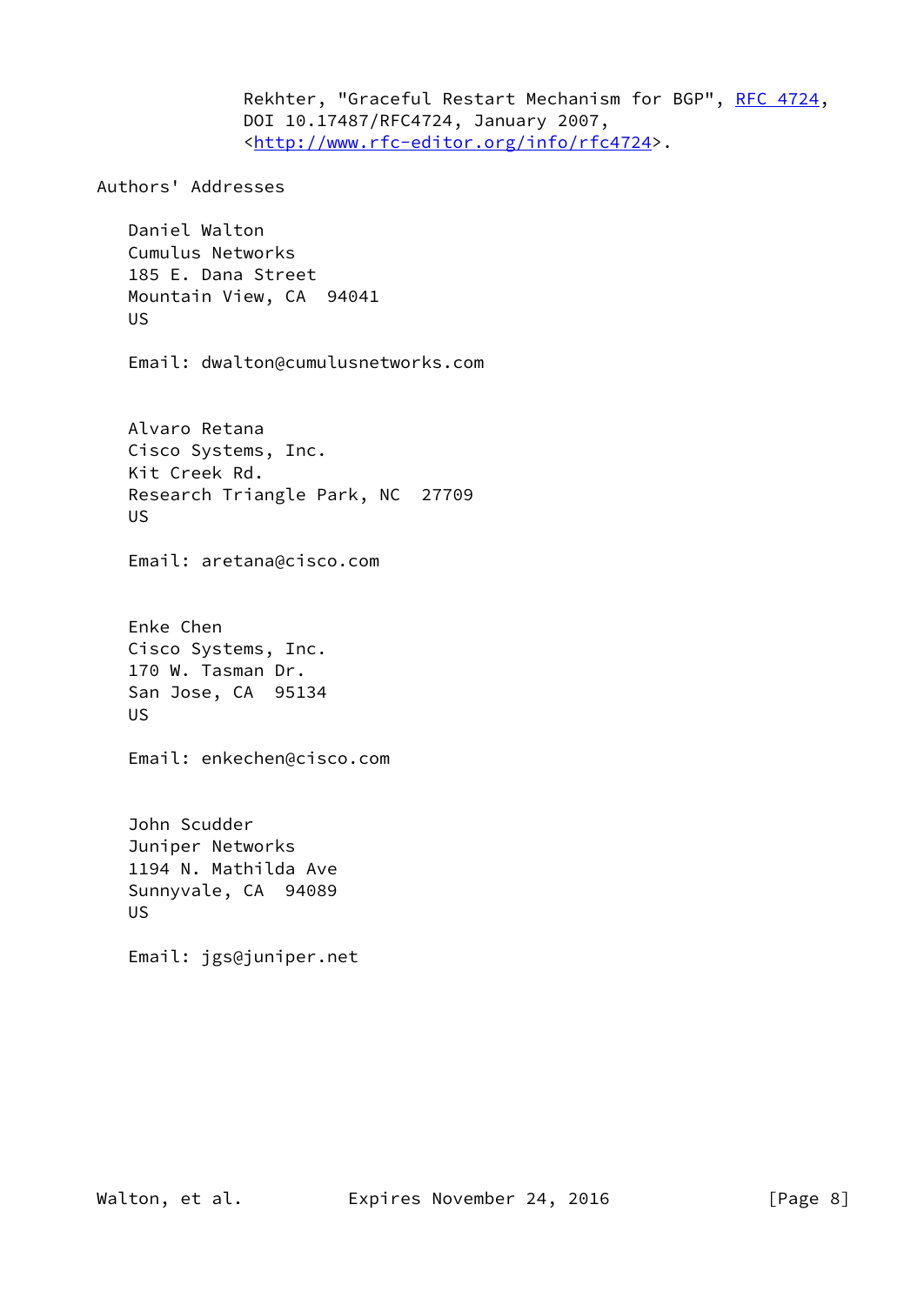Rekhter, "Graceful Restart Mechanism for BGP", RFC 4724, DOI 10.17487/RFC4724, January 2007, <http://www.rfc-editor.org/info/rfc4724>.

## Authors' Addresses

Daniel Walton
Cumulus Networks
185 E. Dana Street
Mountain View, CA  94041
US

Email: dwalton@cumulusnetworks.com

Alvaro Retana
Cisco Systems, Inc.
Kit Creek Rd.
Research Triangle Park, NC  27709
US

Email: aretana@cisco.com

Enke Chen
Cisco Systems, Inc.
170 W. Tasman Dr.
San Jose, CA  95134
US

Email: enkechen@cisco.com

John Scudder
Juniper Networks
1194 N. Mathilda Ave
Sunnyvale, CA  94089
US

Email: jgs@juniper.net